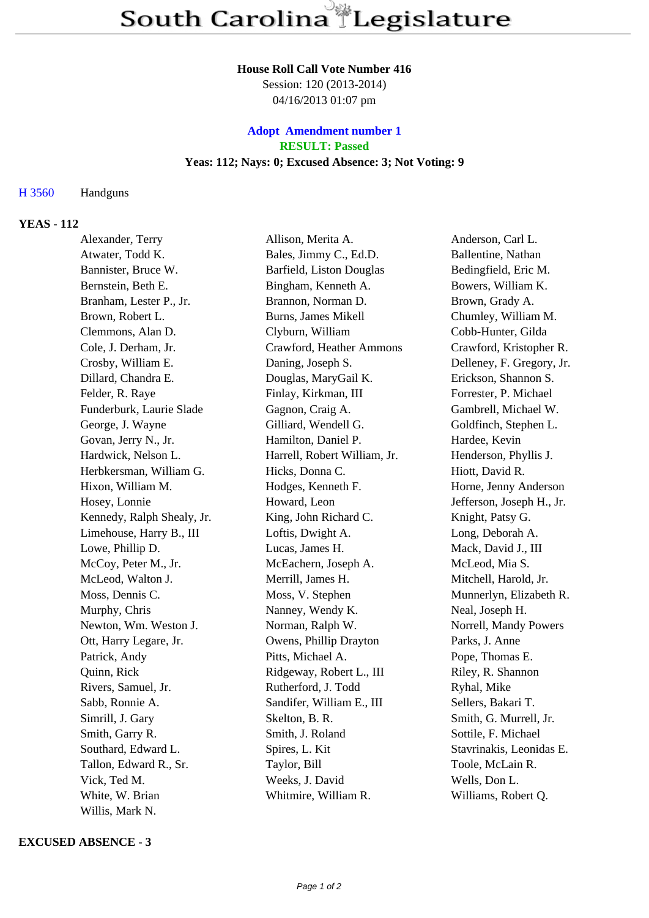# South Carolina Legislature

**House Roll Call Vote Number 416**
Session: 120 (2013-2014)
04/16/2013 01:07 pm

**Adopt Amendment number 1**
**RESULT: Passed**
**Yeas: 112; Nays: 0; Excused Absence: 3; Not Voting: 9**

H 3560 Handguns

**YEAS - 112**

| | | |
|---|---|---|
| Alexander, Terry | Allison, Merita A. | Anderson, Carl L. |
| Atwater, Todd K. | Bales, Jimmy C., Ed.D. | Ballentine, Nathan |
| Bannister, Bruce W. | Barfield, Liston Douglas | Bedingfield, Eric M. |
| Bernstein, Beth E. | Bingham, Kenneth A. | Bowers, William K. |
| Branham, Lester P., Jr. | Brannon, Norman D. | Brown, Grady A. |
| Brown, Robert L. | Burns, James Mikell | Chumley, William M. |
| Clemmons, Alan D. | Clyburn, William | Cobb-Hunter, Gilda |
| Cole, J. Derham, Jr. | Crawford, Heather Ammons | Crawford, Kristopher R. |
| Crosby, William E. | Daning, Joseph S. | Delleney, F. Gregory, Jr. |
| Dillard, Chandra E. | Douglas, MaryGail K. | Erickson, Shannon S. |
| Felder, R. Raye | Finlay, Kirkman, III | Forrester, P. Michael |
| Funderburk, Laurie Slade | Gagnon, Craig A. | Gambrell, Michael W. |
| George, J. Wayne | Gilliard, Wendell G. | Goldfinch, Stephen L. |
| Govan, Jerry N., Jr. | Hamilton, Daniel P. | Hardee, Kevin |
| Hardwick, Nelson L. | Harrell, Robert William, Jr. | Henderson, Phyllis J. |
| Herbkersman, William G. | Hicks, Donna C. | Hiott, David R. |
| Hixon, William M. | Hodges, Kenneth F. | Horne, Jenny Anderson |
| Hosey, Lonnie | Howard, Leon | Jefferson, Joseph H., Jr. |
| Kennedy, Ralph Shealy, Jr. | King, John Richard C. | Knight, Patsy G. |
| Limehouse, Harry B., III | Loftis, Dwight A. | Long, Deborah A. |
| Lowe, Phillip D. | Lucas, James H. | Mack, David J., III |
| McCoy, Peter M., Jr. | McEachern, Joseph A. | McLeod, Mia S. |
| McLeod, Walton J. | Merrill, James H. | Mitchell, Harold, Jr. |
| Moss, Dennis C. | Moss, V. Stephen | Munnerlyn, Elizabeth R. |
| Murphy, Chris | Nanney, Wendy K. | Neal, Joseph H. |
| Newton, Wm. Weston J. | Norman, Ralph W. | Norrell, Mandy Powers |
| Ott, Harry Legare, Jr. | Owens, Phillip Drayton | Parks, J. Anne |
| Patrick, Andy | Pitts, Michael A. | Pope, Thomas E. |
| Quinn, Rick | Ridgeway, Robert L., III | Riley, R. Shannon |
| Rivers, Samuel, Jr. | Rutherford, J. Todd | Ryhal, Mike |
| Sabb, Ronnie A. | Sandifer, William E., III | Sellers, Bakari T. |
| Simrill, J. Gary | Skelton, B. R. | Smith, G. Murrell, Jr. |
| Smith, Garry R. | Smith, J. Roland | Sottile, F. Michael |
| Southard, Edward L. | Spires, L. Kit | Stavrinakis, Leonidas E. |
| Tallon, Edward R., Sr. | Taylor, Bill | Toole, McLain R. |
| Vick, Ted M. | Weeks, J. David | Wells, Don L. |
| White, W. Brian | Whitmire, William R. | Williams, Robert Q. |
| Willis, Mark N. | | |

**EXCUSED ABSENCE - 3**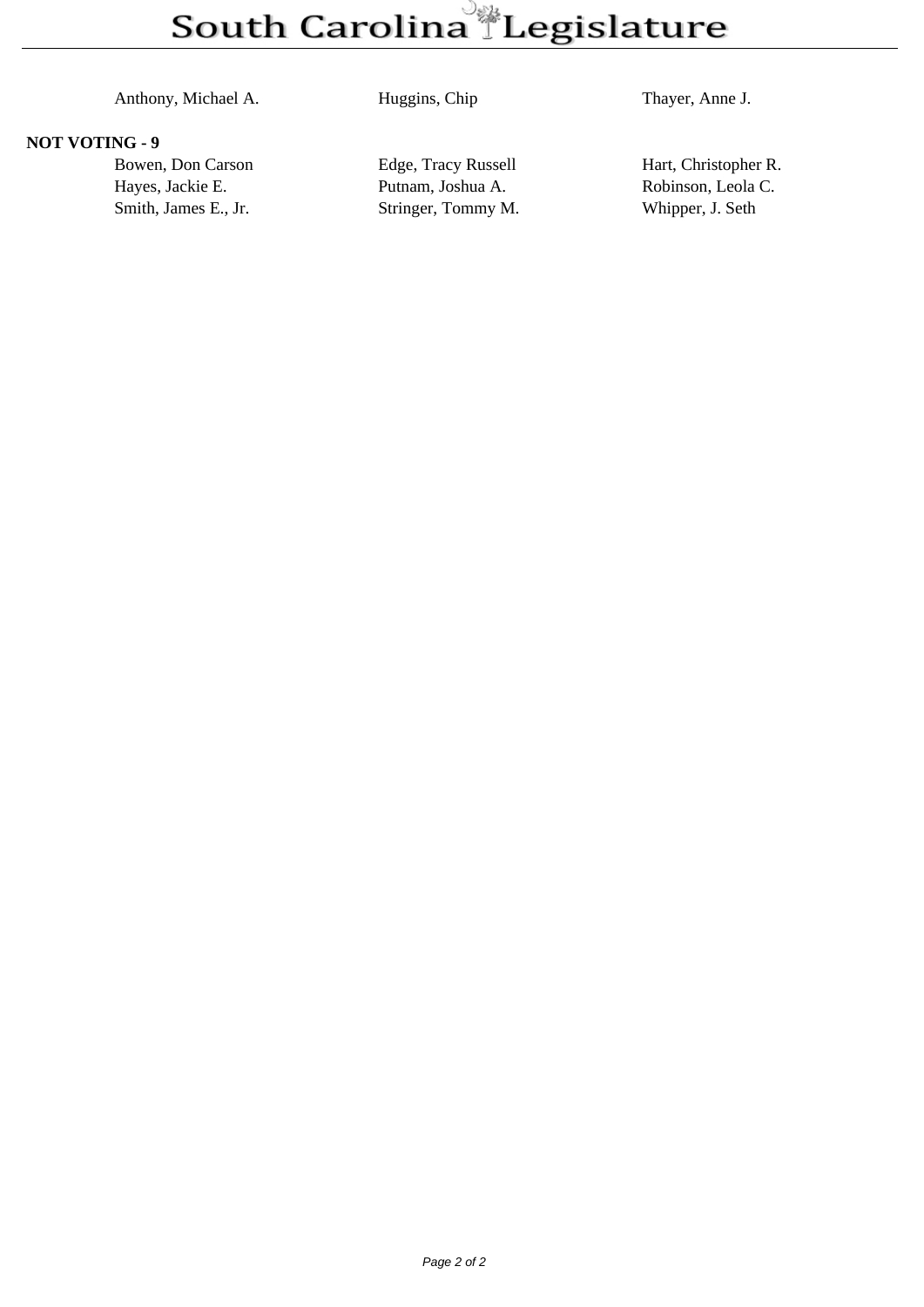| | | |
|---|---|---|
| Anthony, Michael A. | Huggins, Chip | Thayer, Anne J. |

**NOT VOTING - 9**

| | | |
|---|---|---|
| Bowen, Don Carson | Edge, Tracy Russell | Hart, Christopher R. |
| Hayes, Jackie E. | Putnam, Joshua A. | Robinson, Leola C. |
| Smith, James E., Jr. | Stringer, Tommy M. | Whipper, J. Seth |